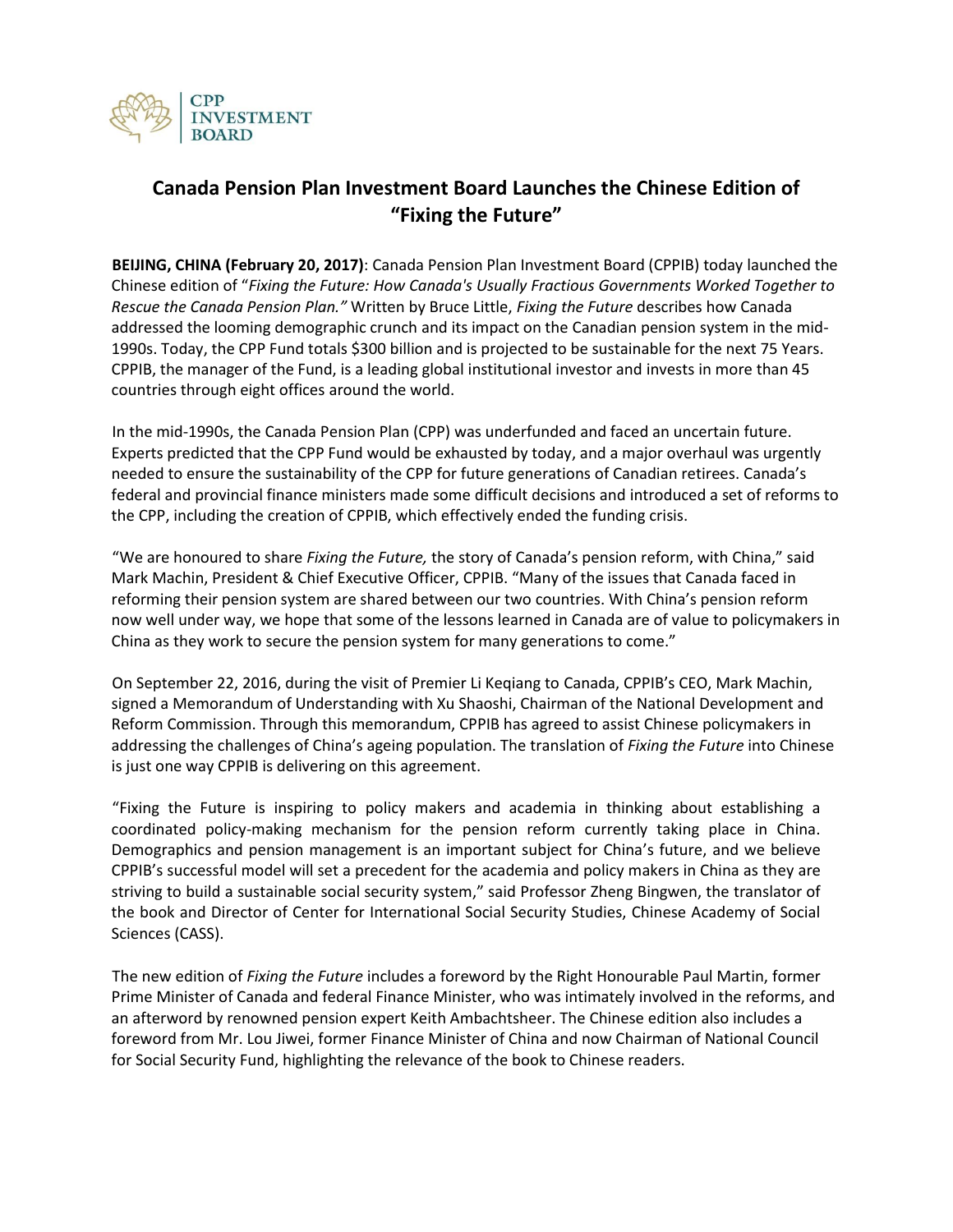CPP INVESTMENT BOARD

# Canada Pension Plan Investment Board Launches the Chinese Edition of "Fixing the Future"

**BEIJING, CHINA (February 20, 2017)**: Canada Pension Plan Investment Board (CPPIB) today launched the Chinese edition of "*Fixing the Future: How Canada's Usually Fractious Governments Worked Together to Rescue the Canada Pension Plan."* Written by Bruce Little, *Fixing the Future* describes how Canada addressed the looming demographic crunch and its impact on the Canadian pension system in the mid-1990s. Today, the CPP Fund totals $300 billion and is projected to be sustainable for the next 75 Years. CPPIB, the manager of the Fund, is a leading global institutional investor and invests in more than 45 countries through eight offices around the world.

In the mid-1990s, the Canada Pension Plan (CPP) was underfunded and faced an uncertain future. Experts predicted that the CPP Fund would be exhausted by today, and a major overhaul was urgently needed to ensure the sustainability of the CPP for future generations of Canadian retirees. Canada's federal and provincial finance ministers made some difficult decisions and introduced a set of reforms to the CPP, including the creation of CPPIB, which effectively ended the funding crisis.

"We are honoured to share *Fixing the Future,* the story of Canada's pension reform, with China," said Mark Machin, President & Chief Executive Officer, CPPIB. "Many of the issues that Canada faced in reforming their pension system are shared between our two countries. With China's pension reform now well under way, we hope that some of the lessons learned in Canada are of value to policymakers in China as they work to secure the pension system for many generations to come."

On September 22, 2016, during the visit of Premier Li Keqiang to Canada, CPPIB's CEO, Mark Machin, signed a Memorandum of Understanding with Xu Shaoshi, Chairman of the National Development and Reform Commission. Through this memorandum, CPPIB has agreed to assist Chinese policymakers in addressing the challenges of China's ageing population. The translation of *Fixing the Future* into Chinese is just one way CPPIB is delivering on this agreement.

"Fixing the Future is inspiring to policy makers and academia in thinking about establishing a coordinated policy-making mechanism for the pension reform currently taking place in China. Demographics and pension management is an important subject for China's future, and we believe CPPIB's successful model will set a precedent for the academia and policy makers in China as they are striving to build a sustainable social security system," said Professor Zheng Bingwen, the translator of the book and Director of Center for International Social Security Studies, Chinese Academy of Social Sciences (CASS).

The new edition of *Fixing the Future* includes a foreword by the Right Honourable Paul Martin, former Prime Minister of Canada and federal Finance Minister, who was intimately involved in the reforms, and an afterword by renowned pension expert Keith Ambachtsheer. The Chinese edition also includes a foreword from Mr. Lou Jiwei, former Finance Minister of China and now Chairman of National Council for Social Security Fund, highlighting the relevance of the book to Chinese readers.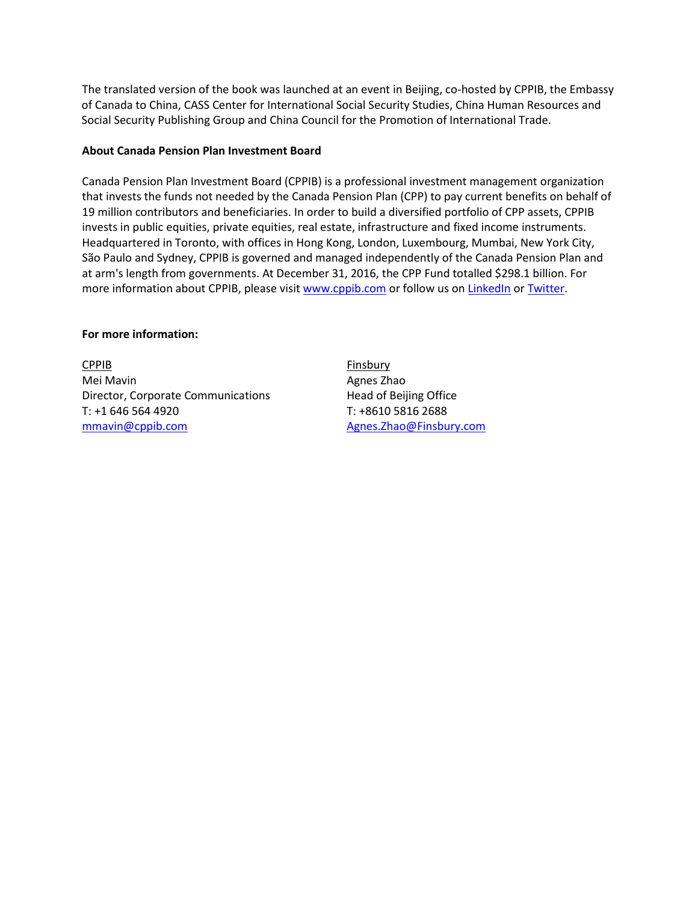The translated version of the book was launched at an event in Beijing, co-hosted by CPPIB, the Embassy of Canada to China, CASS Center for International Social Security Studies, China Human Resources and Social Security Publishing Group and China Council for the Promotion of International Trade.

**About Canada Pension Plan Investment Board**

Canada Pension Plan Investment Board (CPPIB) is a professional investment management organization that invests the funds not needed by the Canada Pension Plan (CPP) to pay current benefits on behalf of 19 million contributors and beneficiaries. In order to build a diversified portfolio of CPP assets, CPPIB invests in public equities, private equities, real estate, infrastructure and fixed income instruments. Headquartered in Toronto, with offices in Hong Kong, London, Luxembourg, Mumbai, New York City, São Paulo and Sydney, CPPIB is governed and managed independently of the Canada Pension Plan and at arm's length from governments. At December 31, 2016, the CPP Fund totalled $298.1 billion. For more information about CPPIB, please visit www.cppib.com or follow us on LinkedIn or Twitter.

**For more information:**

CPPIB
Mei Mavin
Director, Corporate Communications
T: +1 646 564 4920
mmavin@cppib.com

Finsbury
Agnes Zhao
Head of Beijing Office
T: +8610 5816 2688
Agnes.Zhao@Finsbury.com